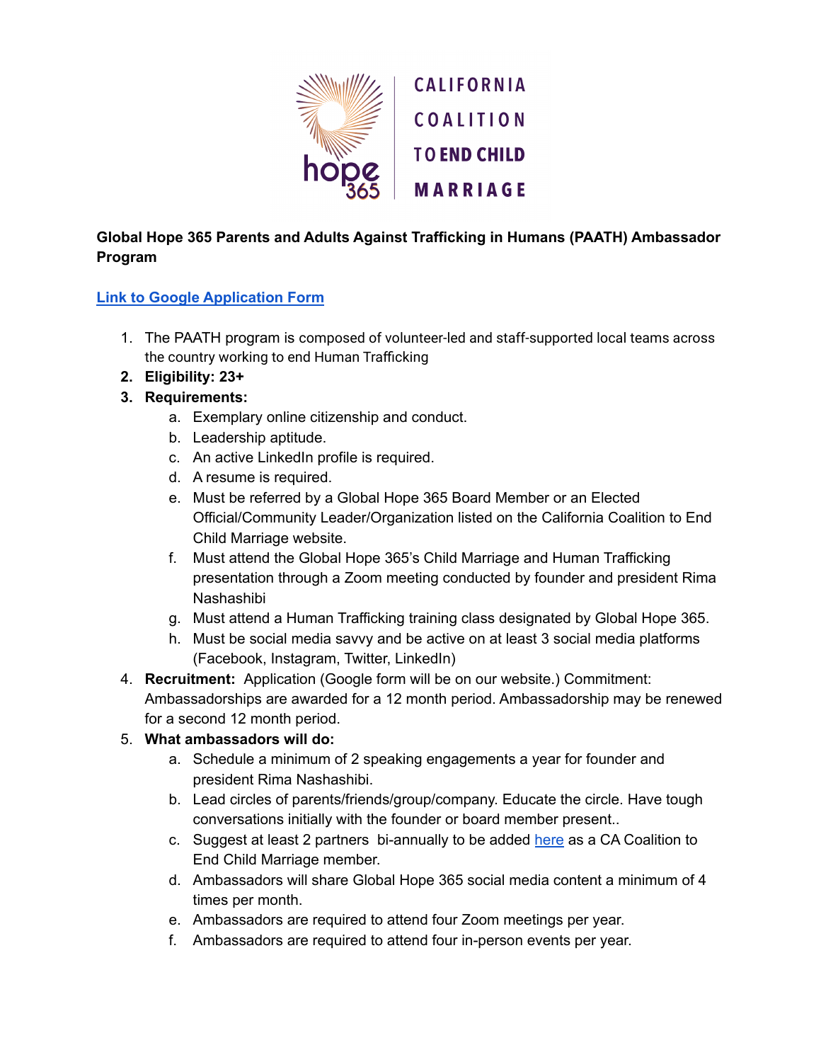CALIFORNIA COALITION TO END CHILD MARRIAGE

**Global Hope 365 Parents and Adults Against Trafficking in Humans (PAATH) Ambassador Program**

**[Link to Google Application Form]()**

1. The PAATH program is composed of volunteer-led and staff-supported local teams across the country working to end Human Trafficking
2. **Eligibility: 23+**
3. **Requirements:**
   a. Exemplary online citizenship and conduct.
   b. Leadership aptitude.
   c. An active LinkedIn profile is required.
   d. A resume is required.
   e. Must be referred by a Global Hope 365 Board Member or an Elected Official/Community Leader/Organization listed on the California Coalition to End Child Marriage website.
   f. Must attend the Global Hope 365's Child Marriage and Human Trafficking presentation through a Zoom meeting conducted by founder and president Rima Nashashibi
   g. Must attend a Human Trafficking training class designated by Global Hope 365.
   h. Must be social media savvy and be active on at least 3 social media platforms (Facebook, Instagram, Twitter, LinkedIn)
4. **Recruitment:** Application (Google form will be on our website.) Commitment: Ambassadorships are awarded for a 12 month period. Ambassadorship may be renewed for a second 12 month period.
5. **What ambassadors will do:**
   a. Schedule a minimum of 2 speaking engagements a year for founder and president Rima Nashashibi.
   b. Lead circles of parents/friends/group/company. Educate the circle. Have tough conversations initially with the founder or board member present..
   c. Suggest at least 2 partners bi-annually to be added [here]() as a CA Coalition to End Child Marriage member.
   d. Ambassadors will share Global Hope 365 social media content a minimum of 4 times per month.
   e. Ambassadors are required to attend four Zoom meetings per year.
   f. Ambassadors are required to attend four in-person events per year.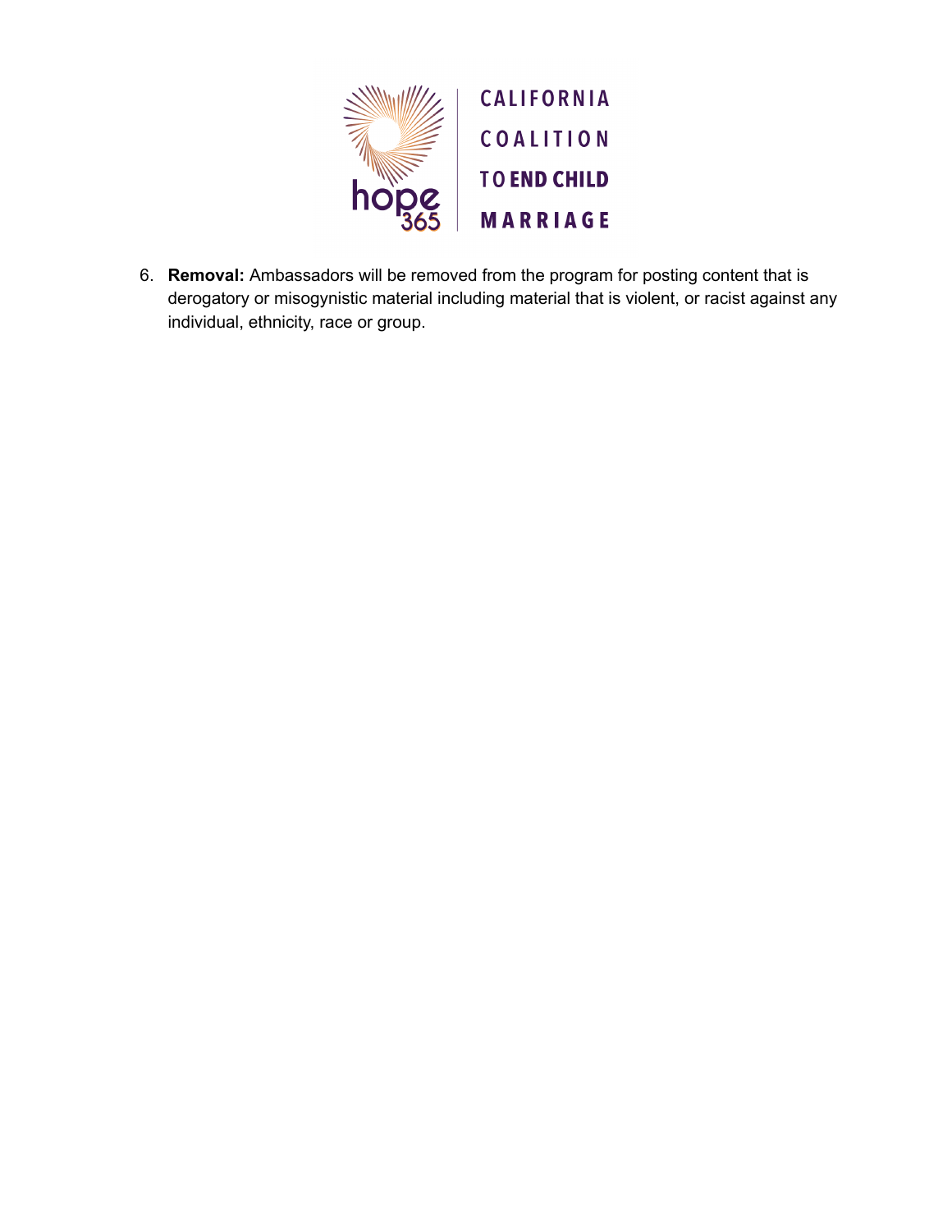6. **Removal:** Ambassadors will be removed from the program for posting content that is derogatory or misogynistic material including material that is violent, or racist against any individual, ethnicity, race or group.